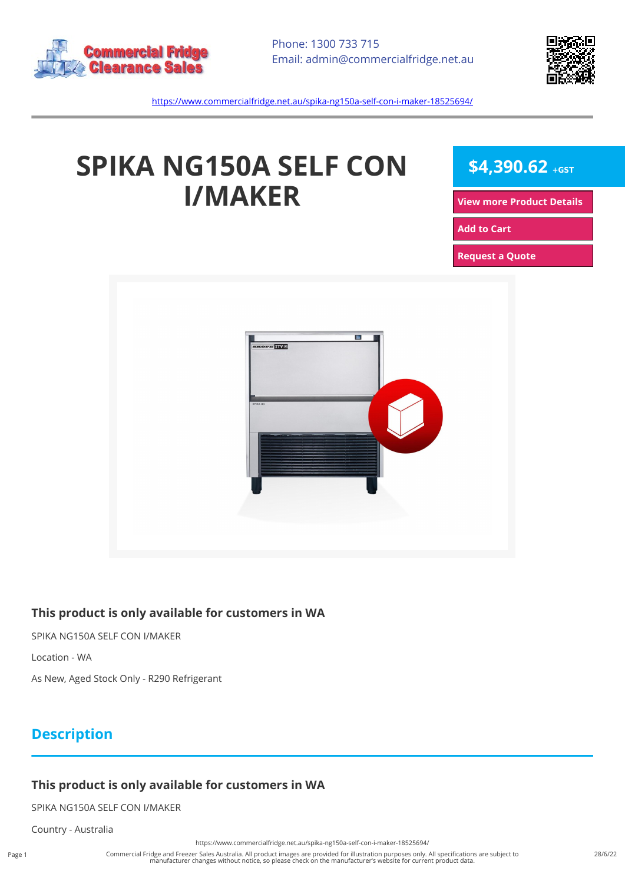Phone: 1300 733 715
Email: admin@commercialfridge.net.au

https://www.commercialfridge.net.au/spika-ng150a-self-con-i-maker-18525694/

# SPIKA NG150A SELF CON I/MAKER

**$4,390.62** +GST

View more Product Details

Add to Cart

Request a Quote

### This product is only available for customers in WA

SPIKA NG150A SELF CON I/MAKER

Location - WA

As New, Aged Stock Only - R290 Refrigerant

## Description

### This product is only available for customers in WA

SPIKA NG150A SELF CON I/MAKER

Country - Australia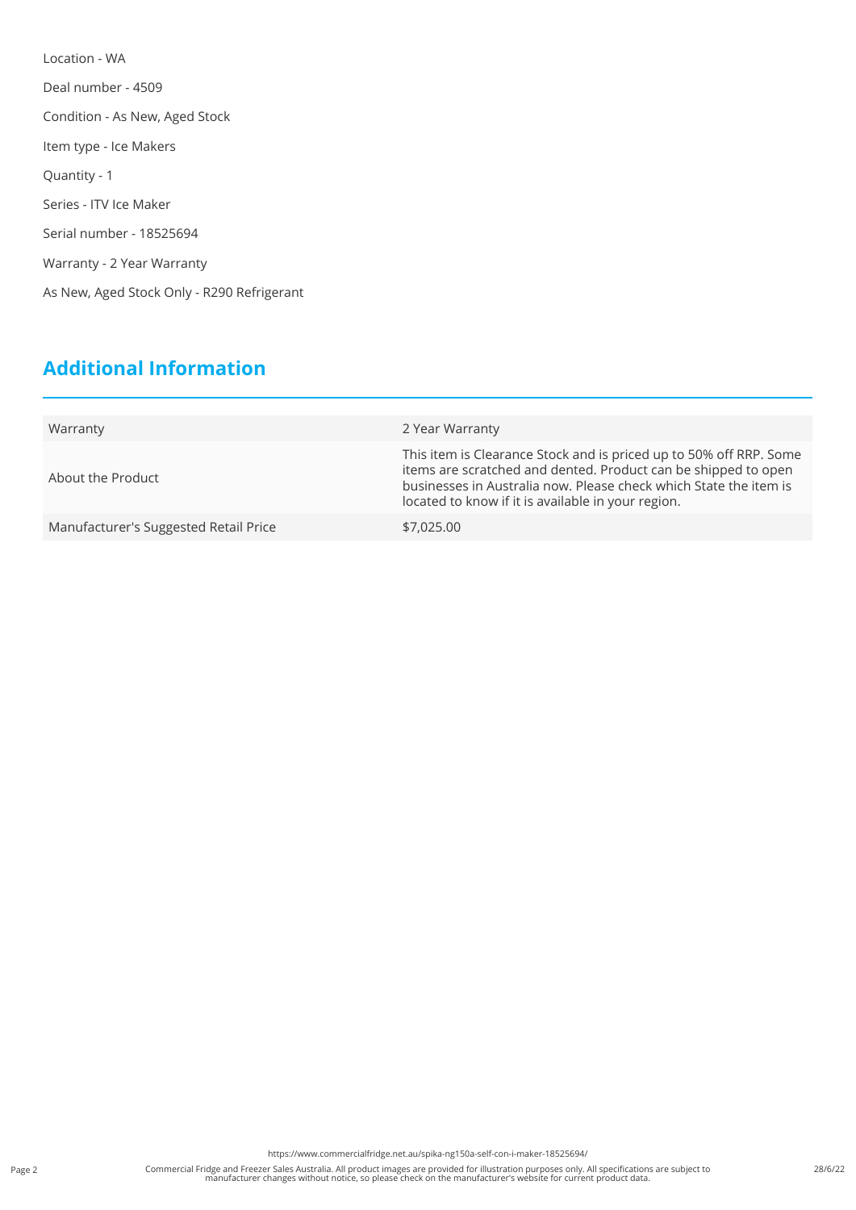Location - WA

Deal number - 4509

Condition - As New, Aged Stock

Item type - Ice Makers

Quantity - 1

Series - ITV Ice Maker

Serial number - 18525694

Warranty - 2 Year Warranty

As New, Aged Stock Only - R290 Refrigerant

## Additional Information

| | |
|---|---|
| Warranty | 2 Year Warranty |
| About the Product | This item is Clearance Stock and is priced up to 50% off RRP. Some items are scratched and dented. Product can be shipped to open businesses in Australia now. Please check which State the item is located to know if it is available in your region. |
| Manufacturer's Suggested Retail Price | $7,025.00 |